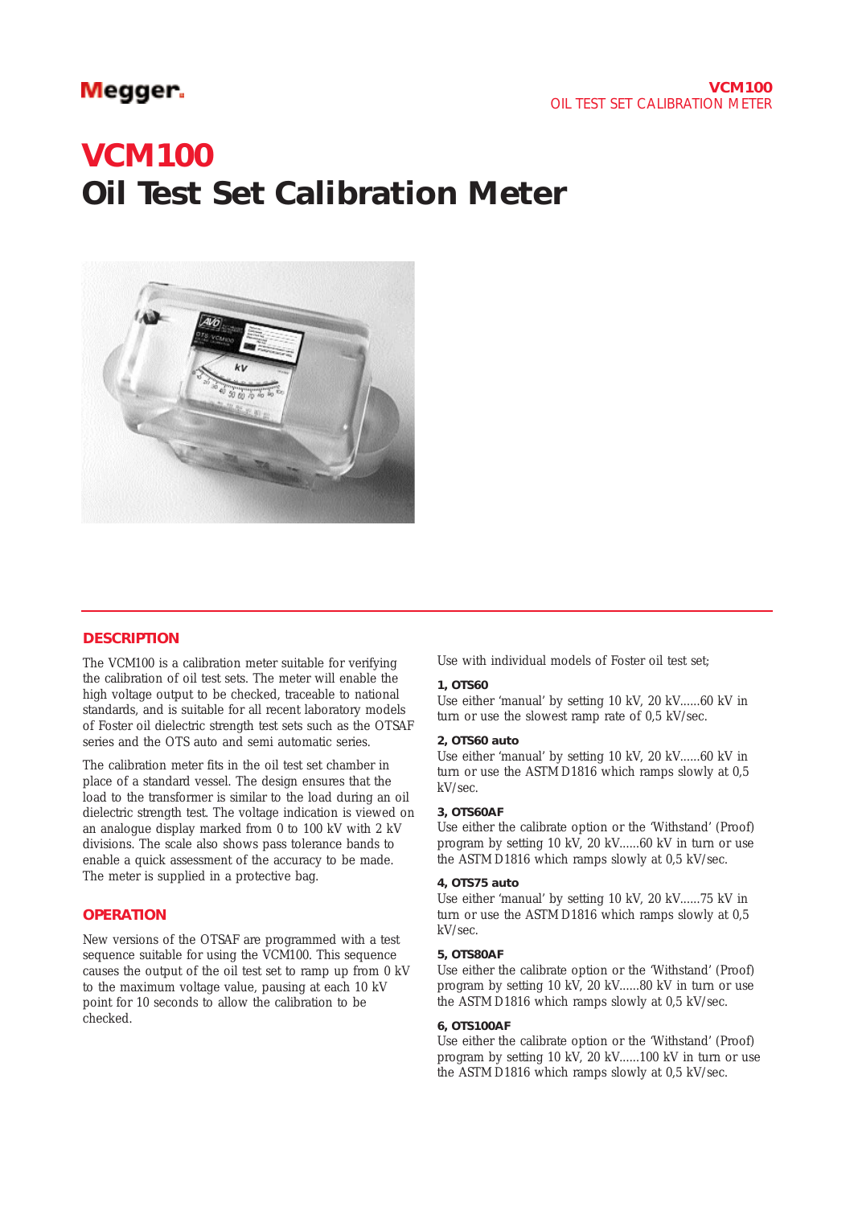# VCM100
# Oil Test Set Calibration Meter

## DESCRIPTION

The VCM100 is a calibration meter suitable for verifying the calibration of oil test sets. The meter will enable the high voltage output to be checked, traceable to national standards, and is suitable for all recent laboratory models of Foster oil dielectric strength test sets such as the OTSAF series and the OTS auto and semi automatic series.

The calibration meter fits in the oil test set chamber in place of a standard vessel. The design ensures that the load to the transformer is similar to the load during an oil dielectric strength test. The voltage indication is viewed on an analogue display marked from 0 to 100 kV with 2 kV divisions. The scale also shows pass tolerance bands to enable a quick assessment of the accuracy to be made. The meter is supplied in a protective bag.

## OPERATION

New versions of the OTSAF are programmed with a test sequence suitable for using the VCM100. This sequence causes the output of the oil test set to ramp up from 0 kV to the maximum voltage value, pausing at each 10 kV point for 10 seconds to allow the calibration to be checked.

Use with individual models of Foster oil test set;

**1, OTS60**
Use either 'manual' by setting 10 kV, 20 kV......60 kV in turn or use the slowest ramp rate of 0,5 kV/sec.

**2, OTS60 auto**
Use either 'manual' by setting 10 kV, 20 kV......60 kV in turn or use the ASTM D1816 which ramps slowly at 0,5 kV/sec.

**3, OTS60AF**
Use either the calibrate option or the 'Withstand' (Proof) program by setting 10 kV, 20 kV......60 kV in turn or use the ASTM D1816 which ramps slowly at 0,5 kV/sec.

**4, OTS75 auto**
Use either 'manual' by setting 10 kV, 20 kV......75 kV in turn or use the ASTM D1816 which ramps slowly at 0,5 kV/sec.

**5, OTS80AF**
Use either the calibrate option or the 'Withstand' (Proof) program by setting 10 kV, 20 kV......80 kV in turn or use the ASTM D1816 which ramps slowly at 0,5 kV/sec.

**6, OTS100AF**
Use either the calibrate option or the 'Withstand' (Proof) program by setting 10 kV, 20 kV......100 kV in turn or use the ASTM D1816 which ramps slowly at 0,5 kV/sec.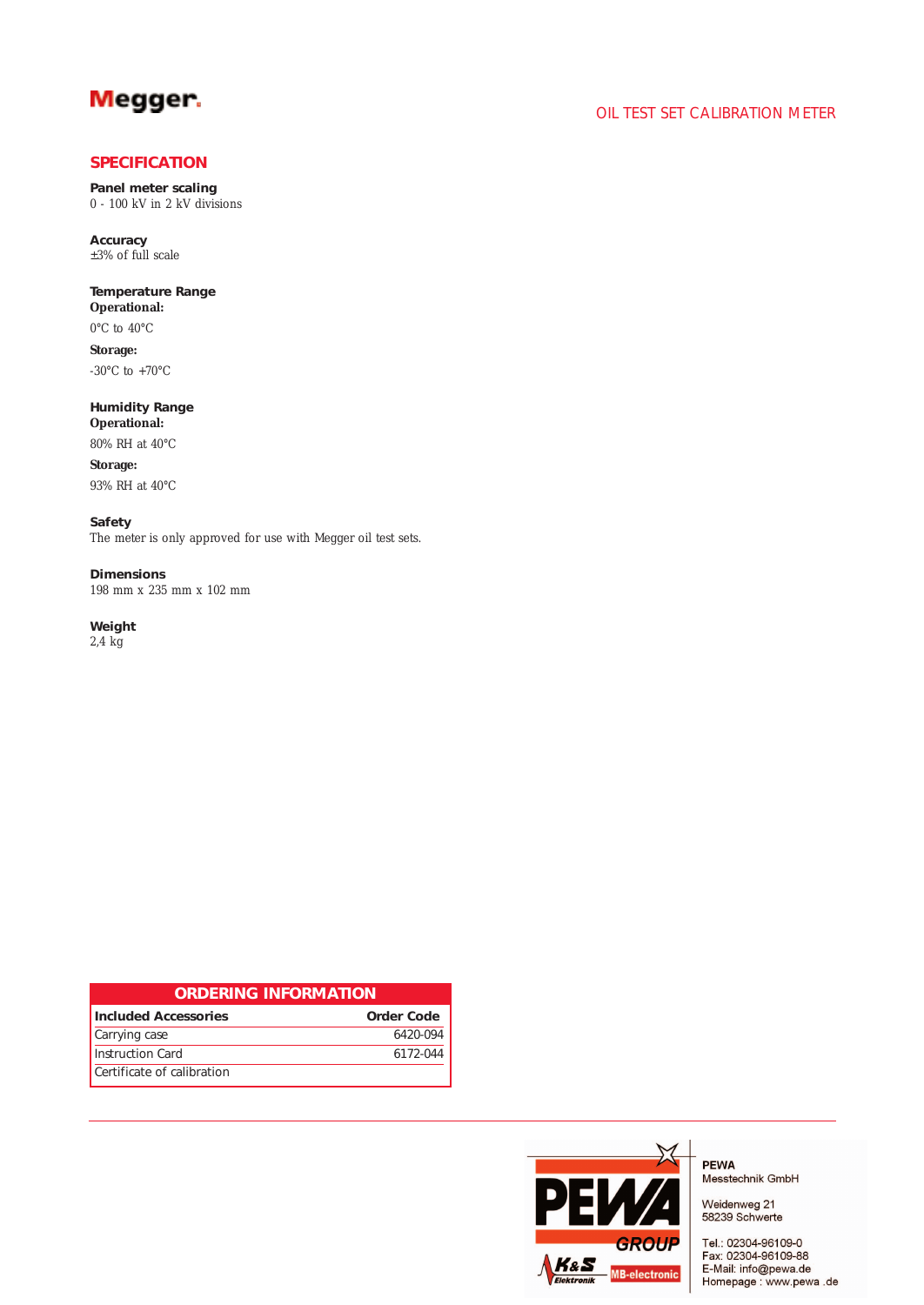Megger.

OIL TEST SET CALIBRATION METER

## SPECIFICATION

**Panel meter scaling**
0 - 100 kV in 2 kV divisions

**Accuracy**
±3% of full scale

**Temperature Range**
**Operational:**

0°C to 40°C

**Storage:**

-30°C to +70°C

**Humidity Range**
**Operational:**

80% RH at 40°C

**Storage:**

93% RH at 40°C

**Safety**
The meter is only approved for use with Megger oil test sets.

**Dimensions**
198 mm x 235 mm x 102 mm

**Weight**
2,4 kg

| ORDERING INFORMATION | |
|---|---|
| **Included Accessories** | **Order Code** |
| Carrying case | 6420-094 |
| Instruction Card | 6172-044 |
| Certificate of calibration | |

PEWA GROUP
K&S Elektronik
MB-electronic

**PEWA**
Messtechnik GmbH

Weidenweg 21
58239 Schwerte

Tel.: 02304-96109-0
Fax: 02304-96109-88
E-Mail: info@pewa.de
Homepage : www.pewa .de